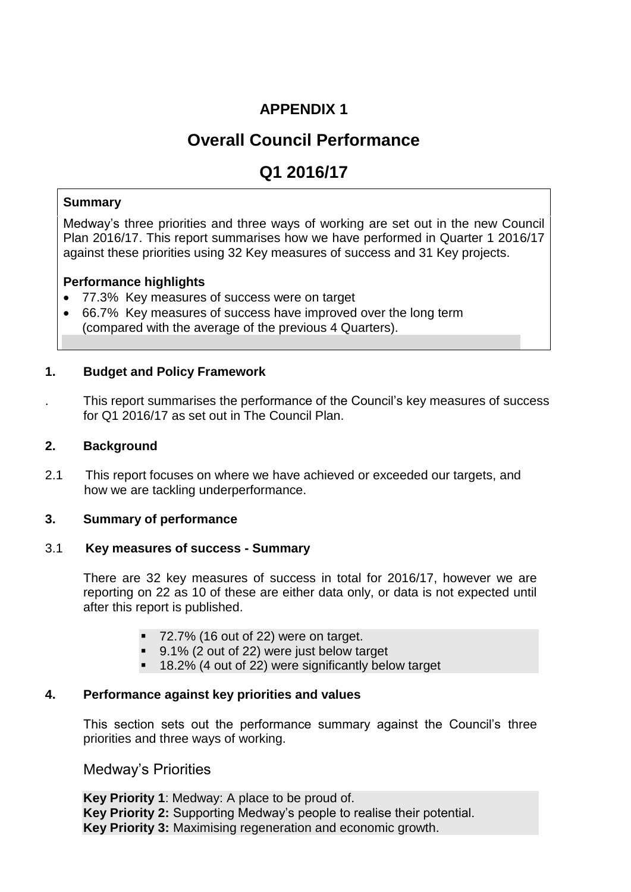# APPENDIX 1

# Overall Council Performance

# Q1 2016/17

**Summary**

Medway's three priorities and three ways of working are set out in the new Council Plan 2016/17. This report summarises how we have performed in Quarter 1 2016/17 against these priorities using 32 Key measures of success and 31 Key projects.

**Performance highlights**

- 77.3% Key measures of success were on target
- 66.7% Key measures of success have improved over the long term (compared with the average of the previous 4 Quarters).

## 1. Budget and Policy Framework

. This report summarises the performance of the Council's key measures of success for Q1 2016/17 as set out in The Council Plan.

## 2. Background

2.1 This report focuses on where we have achieved or exceeded our targets, and how we are tackling underperformance.

## 3. Summary of performance

### 3.1 Key measures of success - Summary

There are 32 key measures of success in total for 2016/17, however we are reporting on 22 as 10 of these are either data only, or data is not expected until after this report is published.

- 72.7% (16 out of 22) were on target.
- 9.1% (2 out of 22) were just below target
- 18.2% (4 out of 22) were significantly below target

## 4. Performance against key priorities and values

This section sets out the performance summary against the Council's three priorities and three ways of working.

### Medway's Priorities

**Key Priority 1**: Medway: A place to be proud of.
**Key Priority 2:** Supporting Medway's people to realise their potential.
**Key Priority 3:** Maximising regeneration and economic growth.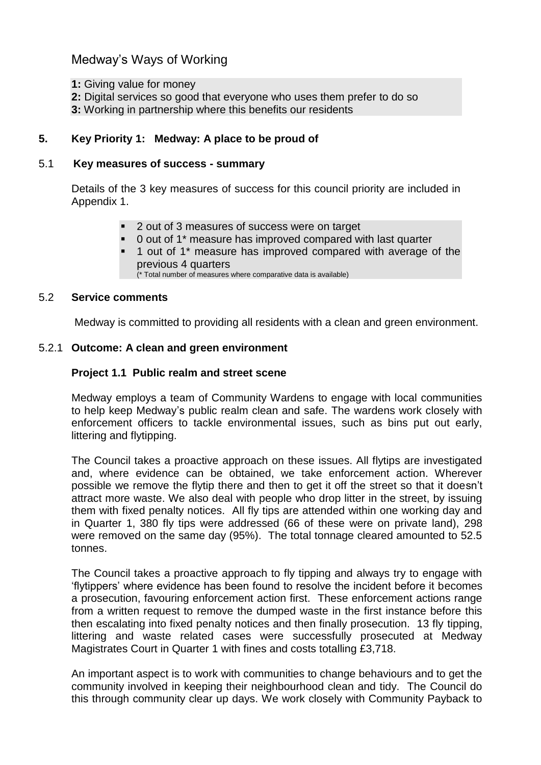## Medway's Ways of Working

**1:** Giving value for money
**2:** Digital services so good that everyone who uses them prefer to do so
**3:** Working in partnership where this benefits our residents

### 5. Key Priority 1: Medway: A place to be proud of

#### 5.1 Key measures of success - summary

Details of the 3 key measures of success for this council priority are included in Appendix 1.

- 2 out of 3 measures of success were on target
- 0 out of 1* measure has improved compared with last quarter
- 1 out of 1* measure has improved compared with average of the previous 4 quarters

(* Total number of measures where comparative data is available)

#### 5.2 Service comments

Medway is committed to providing all residents with a clean and green environment.

#### 5.2.1 Outcome: A clean and green environment

**Project 1.1 Public realm and street scene**

Medway employs a team of Community Wardens to engage with local communities to help keep Medway's public realm clean and safe. The wardens work closely with enforcement officers to tackle environmental issues, such as bins put out early, littering and flytipping.

The Council takes a proactive approach on these issues. All flytips are investigated and, where evidence can be obtained, we take enforcement action. Wherever possible we remove the flytip there and then to get it off the street so that it doesn't attract more waste. We also deal with people who drop litter in the street, by issuing them with fixed penalty notices. All fly tips are attended within one working day and in Quarter 1, 380 fly tips were addressed (66 of these were on private land), 298 were removed on the same day (95%). The total tonnage cleared amounted to 52.5 tonnes.

The Council takes a proactive approach to fly tipping and always try to engage with 'flytippers' where evidence has been found to resolve the incident before it becomes a prosecution, favouring enforcement action first. These enforcement actions range from a written request to remove the dumped waste in the first instance before this then escalating into fixed penalty notices and then finally prosecution. 13 fly tipping, littering and waste related cases were successfully prosecuted at Medway Magistrates Court in Quarter 1 with fines and costs totalling £3,718.

An important aspect is to work with communities to change behaviours and to get the community involved in keeping their neighbourhood clean and tidy. The Council do this through community clear up days. We work closely with Community Payback to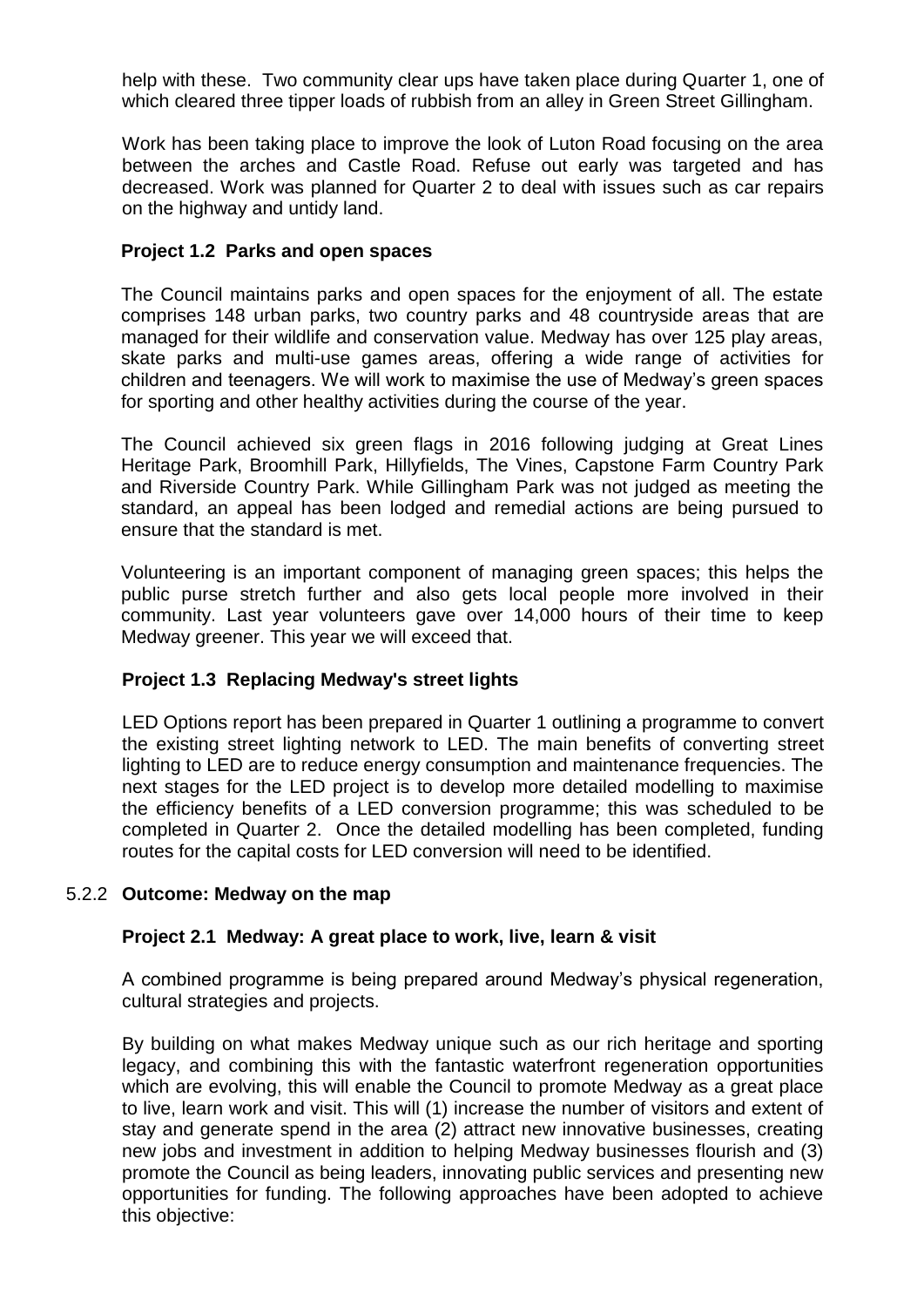help with these. Two community clear ups have taken place during Quarter 1, one of which cleared three tipper loads of rubbish from an alley in Green Street Gillingham.

Work has been taking place to improve the look of Luton Road focusing on the area between the arches and Castle Road. Refuse out early was targeted and has decreased. Work was planned for Quarter 2 to deal with issues such as car repairs on the highway and untidy land.

**Project 1.2 Parks and open spaces**

The Council maintains parks and open spaces for the enjoyment of all. The estate comprises 148 urban parks, two country parks and 48 countryside areas that are managed for their wildlife and conservation value. Medway has over 125 play areas, skate parks and multi-use games areas, offering a wide range of activities for children and teenagers. We will work to maximise the use of Medway's green spaces for sporting and other healthy activities during the course of the year.

The Council achieved six green flags in 2016 following judging at Great Lines Heritage Park, Broomhill Park, Hillyfields, The Vines, Capstone Farm Country Park and Riverside Country Park. While Gillingham Park was not judged as meeting the standard, an appeal has been lodged and remedial actions are being pursued to ensure that the standard is met.

Volunteering is an important component of managing green spaces; this helps the public purse stretch further and also gets local people more involved in their community. Last year volunteers gave over 14,000 hours of their time to keep Medway greener. This year we will exceed that.

**Project 1.3 Replacing Medway's street lights**

LED Options report has been prepared in Quarter 1 outlining a programme to convert the existing street lighting network to LED. The main benefits of converting street lighting to LED are to reduce energy consumption and maintenance frequencies. The next stages for the LED project is to develop more detailed modelling to maximise the efficiency benefits of a LED conversion programme; this was scheduled to be completed in Quarter 2. Once the detailed modelling has been completed, funding routes for the capital costs for LED conversion will need to be identified.

### 5.2.2 Outcome: Medway on the map

**Project 2.1 Medway: A great place to work, live, learn & visit**

A combined programme is being prepared around Medway's physical regeneration, cultural strategies and projects.

By building on what makes Medway unique such as our rich heritage and sporting legacy, and combining this with the fantastic waterfront regeneration opportunities which are evolving, this will enable the Council to promote Medway as a great place to live, learn work and visit. This will (1) increase the number of visitors and extent of stay and generate spend in the area (2) attract new innovative businesses, creating new jobs and investment in addition to helping Medway businesses flourish and (3) promote the Council as being leaders, innovating public services and presenting new opportunities for funding. The following approaches have been adopted to achieve this objective: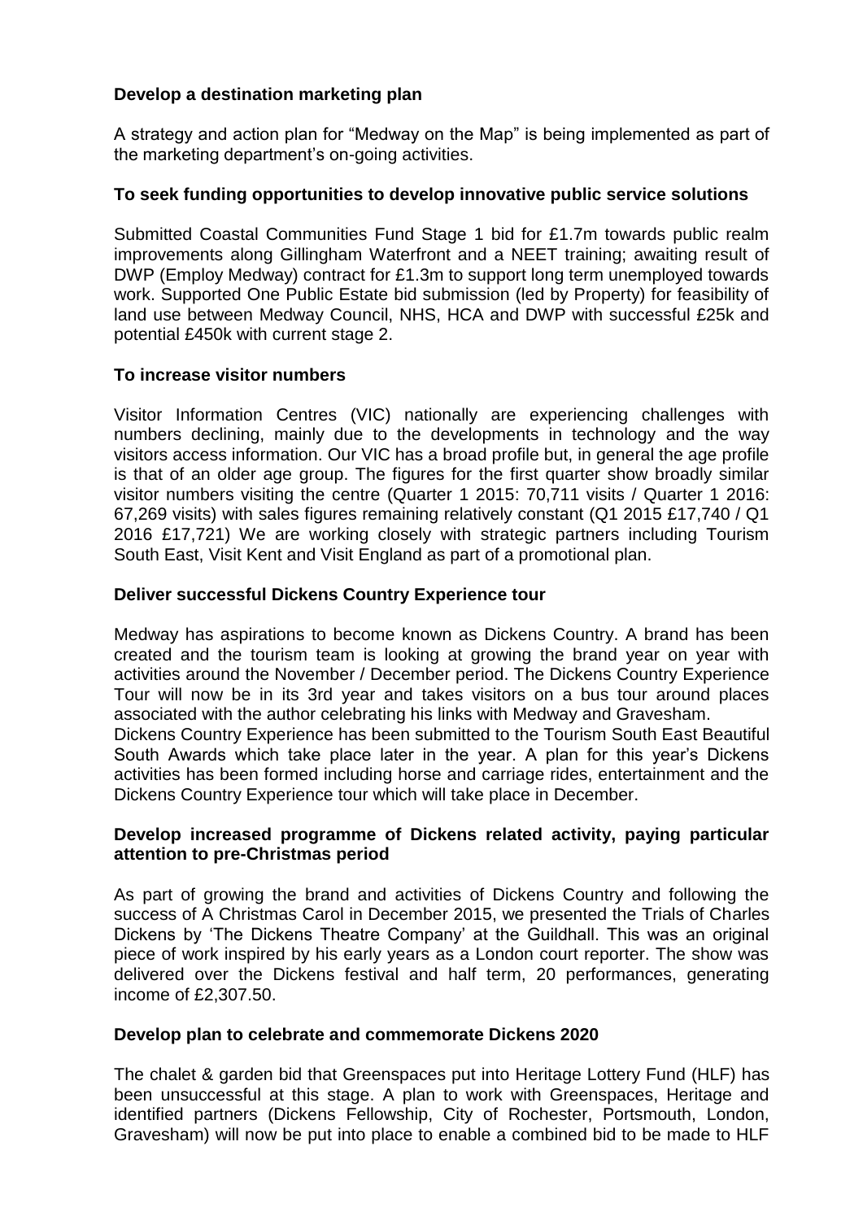**Develop a destination marketing plan**

A strategy and action plan for "Medway on the Map" is being implemented as part of the marketing department's on-going activities.

**To seek funding opportunities to develop innovative public service solutions**

Submitted Coastal Communities Fund Stage 1 bid for £1.7m towards public realm improvements along Gillingham Waterfront and a NEET training; awaiting result of DWP (Employ Medway) contract for £1.3m to support long term unemployed towards work. Supported One Public Estate bid submission (led by Property) for feasibility of land use between Medway Council, NHS, HCA and DWP with successful £25k and potential £450k with current stage 2.

**To increase visitor numbers**

Visitor Information Centres (VIC) nationally are experiencing challenges with numbers declining, mainly due to the developments in technology and the way visitors access information. Our VIC has a broad profile but, in general the age profile is that of an older age group. The figures for the first quarter show broadly similar visitor numbers visiting the centre (Quarter 1 2015: 70,711 visits / Quarter 1 2016: 67,269 visits) with sales figures remaining relatively constant (Q1 2015 £17,740 / Q1 2016 £17,721) We are working closely with strategic partners including Tourism South East, Visit Kent and Visit England as part of a promotional plan.

**Deliver successful Dickens Country Experience tour**

Medway has aspirations to become known as Dickens Country. A brand has been created and the tourism team is looking at growing the brand year on year with activities around the November / December period. The Dickens Country Experience Tour will now be in its 3rd year and takes visitors on a bus tour around places associated with the author celebrating his links with Medway and Gravesham.

Dickens Country Experience has been submitted to the Tourism South East Beautiful South Awards which take place later in the year. A plan for this year's Dickens activities has been formed including horse and carriage rides, entertainment and the Dickens Country Experience tour which will take place in December.

**Develop increased programme of Dickens related activity, paying particular attention to pre-Christmas period**

As part of growing the brand and activities of Dickens Country and following the success of A Christmas Carol in December 2015, we presented the Trials of Charles Dickens by 'The Dickens Theatre Company' at the Guildhall. This was an original piece of work inspired by his early years as a London court reporter. The show was delivered over the Dickens festival and half term, 20 performances, generating income of £2,307.50.

**Develop plan to celebrate and commemorate Dickens 2020**

The chalet & garden bid that Greenspaces put into Heritage Lottery Fund (HLF) has been unsuccessful at this stage. A plan to work with Greenspaces, Heritage and identified partners (Dickens Fellowship, City of Rochester, Portsmouth, London, Gravesham) will now be put into place to enable a combined bid to be made to HLF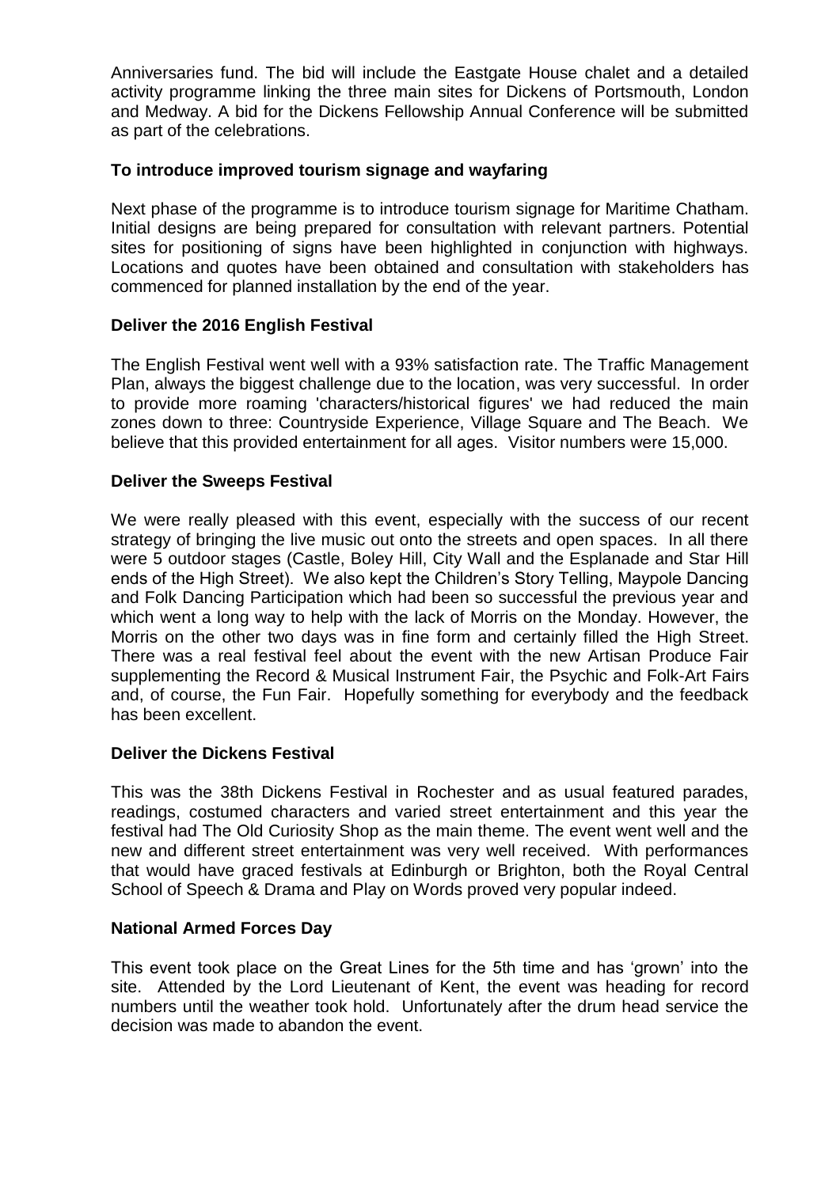Anniversaries fund. The bid will include the Eastgate House chalet and a detailed activity programme linking the three main sites for Dickens of Portsmouth, London and Medway. A bid for the Dickens Fellowship Annual Conference will be submitted as part of the celebrations.

**To introduce improved tourism signage and wayfaring**

Next phase of the programme is to introduce tourism signage for Maritime Chatham. Initial designs are being prepared for consultation with relevant partners. Potential sites for positioning of signs have been highlighted in conjunction with highways. Locations and quotes have been obtained and consultation with stakeholders has commenced for planned installation by the end of the year.

**Deliver the 2016 English Festival**

The English Festival went well with a 93% satisfaction rate. The Traffic Management Plan, always the biggest challenge due to the location, was very successful. In order to provide more roaming 'characters/historical figures' we had reduced the main zones down to three: Countryside Experience, Village Square and The Beach. We believe that this provided entertainment for all ages. Visitor numbers were 15,000.

**Deliver the Sweeps Festival**

We were really pleased with this event, especially with the success of our recent strategy of bringing the live music out onto the streets and open spaces. In all there were 5 outdoor stages (Castle, Boley Hill, City Wall and the Esplanade and Star Hill ends of the High Street). We also kept the Children's Story Telling, Maypole Dancing and Folk Dancing Participation which had been so successful the previous year and which went a long way to help with the lack of Morris on the Monday. However, the Morris on the other two days was in fine form and certainly filled the High Street. There was a real festival feel about the event with the new Artisan Produce Fair supplementing the Record & Musical Instrument Fair, the Psychic and Folk-Art Fairs and, of course, the Fun Fair. Hopefully something for everybody and the feedback has been excellent.

**Deliver the Dickens Festival**

This was the 38th Dickens Festival in Rochester and as usual featured parades, readings, costumed characters and varied street entertainment and this year the festival had The Old Curiosity Shop as the main theme. The event went well and the new and different street entertainment was very well received. With performances that would have graced festivals at Edinburgh or Brighton, both the Royal Central School of Speech & Drama and Play on Words proved very popular indeed.

**National Armed Forces Day**

This event took place on the Great Lines for the 5th time and has 'grown' into the site. Attended by the Lord Lieutenant of Kent, the event was heading for record numbers until the weather took hold. Unfortunately after the drum head service the decision was made to abandon the event.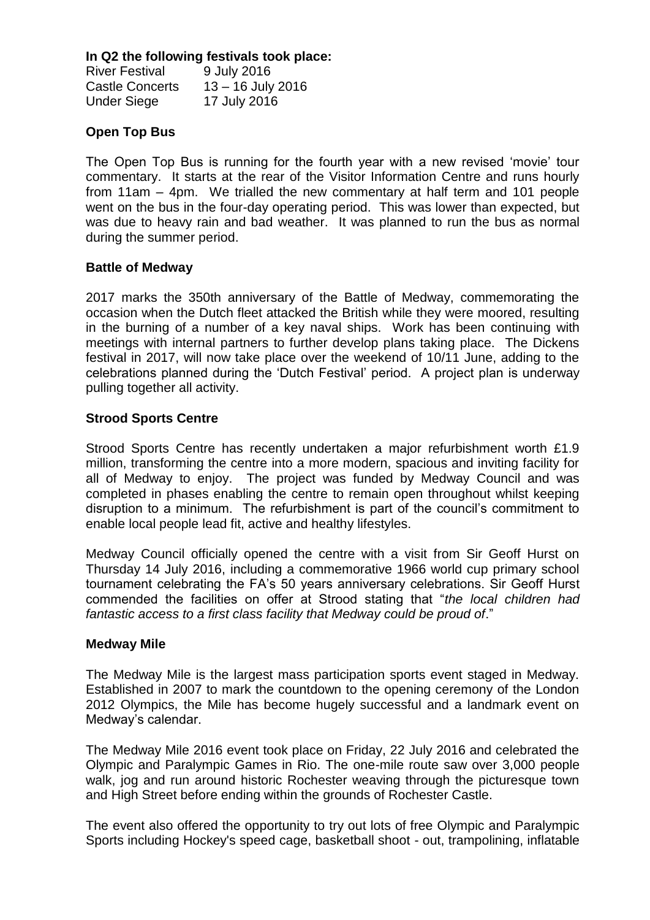**In Q2 the following festivals took place:**

| | |
|---|---|
| River Festival | 9 July 2016 |
| Castle Concerts | 13 – 16 July 2016 |
| Under Siege | 17 July 2016 |

**Open Top Bus**

The Open Top Bus is running for the fourth year with a new revised 'movie' tour commentary. It starts at the rear of the Visitor Information Centre and runs hourly from 11am – 4pm. We trialled the new commentary at half term and 101 people went on the bus in the four-day operating period. This was lower than expected, but was due to heavy rain and bad weather. It was planned to run the bus as normal during the summer period.

**Battle of Medway**

2017 marks the 350th anniversary of the Battle of Medway, commemorating the occasion when the Dutch fleet attacked the British while they were moored, resulting in the burning of a number of a key naval ships. Work has been continuing with meetings with internal partners to further develop plans taking place. The Dickens festival in 2017, will now take place over the weekend of 10/11 June, adding to the celebrations planned during the 'Dutch Festival' period. A project plan is underway pulling together all activity.

**Strood Sports Centre**

Strood Sports Centre has recently undertaken a major refurbishment worth £1.9 million, transforming the centre into a more modern, spacious and inviting facility for all of Medway to enjoy. The project was funded by Medway Council and was completed in phases enabling the centre to remain open throughout whilst keeping disruption to a minimum. The refurbishment is part of the council's commitment to enable local people lead fit, active and healthy lifestyles.

Medway Council officially opened the centre with a visit from Sir Geoff Hurst on Thursday 14 July 2016, including a commemorative 1966 world cup primary school tournament celebrating the FA's 50 years anniversary celebrations. Sir Geoff Hurst commended the facilities on offer at Strood stating that "*the local children had fantastic access to a first class facility that Medway could be proud of*."

**Medway Mile**

The Medway Mile is the largest mass participation sports event staged in Medway. Established in 2007 to mark the countdown to the opening ceremony of the London 2012 Olympics, the Mile has become hugely successful and a landmark event on Medway's calendar.

The Medway Mile 2016 event took place on Friday, 22 July 2016 and celebrated the Olympic and Paralympic Games in Rio. The one-mile route saw over 3,000 people walk, jog and run around historic Rochester weaving through the picturesque town and High Street before ending within the grounds of Rochester Castle.

The event also offered the opportunity to try out lots of free Olympic and Paralympic Sports including Hockey's speed cage, basketball shoot - out, trampolining, inflatable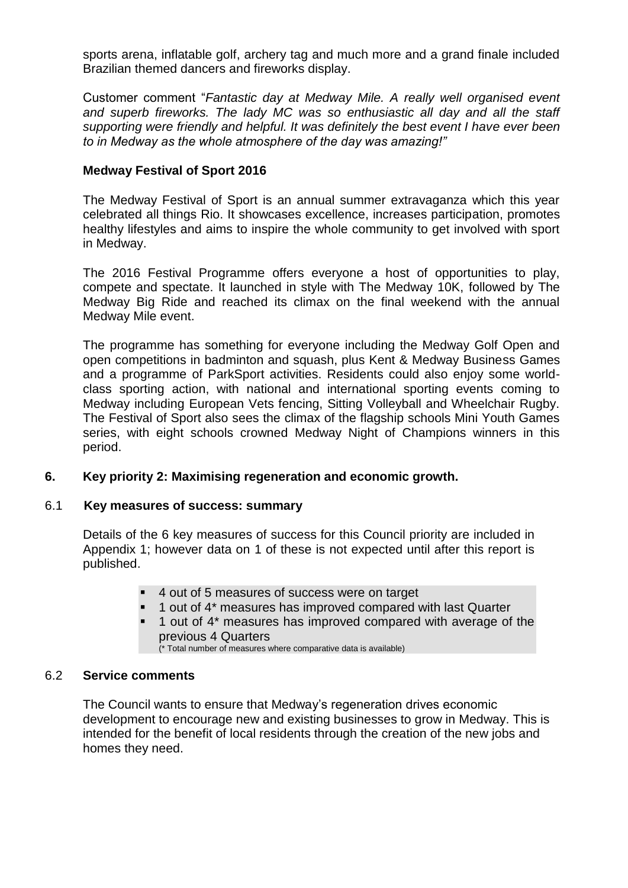sports arena, inflatable golf, archery tag and much more and a grand finale included Brazilian themed dancers and fireworks display.

Customer comment "*Fantastic day at Medway Mile. A really well organised event and superb fireworks. The lady MC was so enthusiastic all day and all the staff supporting were friendly and helpful. It was definitely the best event I have ever been to in Medway as the whole atmosphere of the day was amazing!"*

**Medway Festival of Sport 2016**

The Medway Festival of Sport is an annual summer extravaganza which this year celebrated all things Rio. It showcases excellence, increases participation, promotes healthy lifestyles and aims to inspire the whole community to get involved with sport in Medway.

The 2016 Festival Programme offers everyone a host of opportunities to play, compete and spectate. It launched in style with The Medway 10K, followed by The Medway Big Ride and reached its climax on the final weekend with the annual Medway Mile event.

The programme has something for everyone including the Medway Golf Open and open competitions in badminton and squash, plus Kent & Medway Business Games and a programme of ParkSport activities. Residents could also enjoy some world-class sporting action, with national and international sporting events coming to Medway including European Vets fencing, Sitting Volleyball and Wheelchair Rugby. The Festival of Sport also sees the climax of the flagship schools Mini Youth Games series, with eight schools crowned Medway Night of Champions winners in this period.

## 6. Key priority 2: Maximising regeneration and economic growth.

### 6.1 Key measures of success: summary

Details of the 6 key measures of success for this Council priority are included in Appendix 1; however data on 1 of these is not expected until after this report is published.

- 4 out of 5 measures of success were on target
- 1 out of 4* measures has improved compared with last Quarter
- 1 out of 4* measures has improved compared with average of the previous 4 Quarters

(* Total number of measures where comparative data is available)

### 6.2 Service comments

The Council wants to ensure that Medway's regeneration drives economic development to encourage new and existing businesses to grow in Medway. This is intended for the benefit of local residents through the creation of the new jobs and homes they need.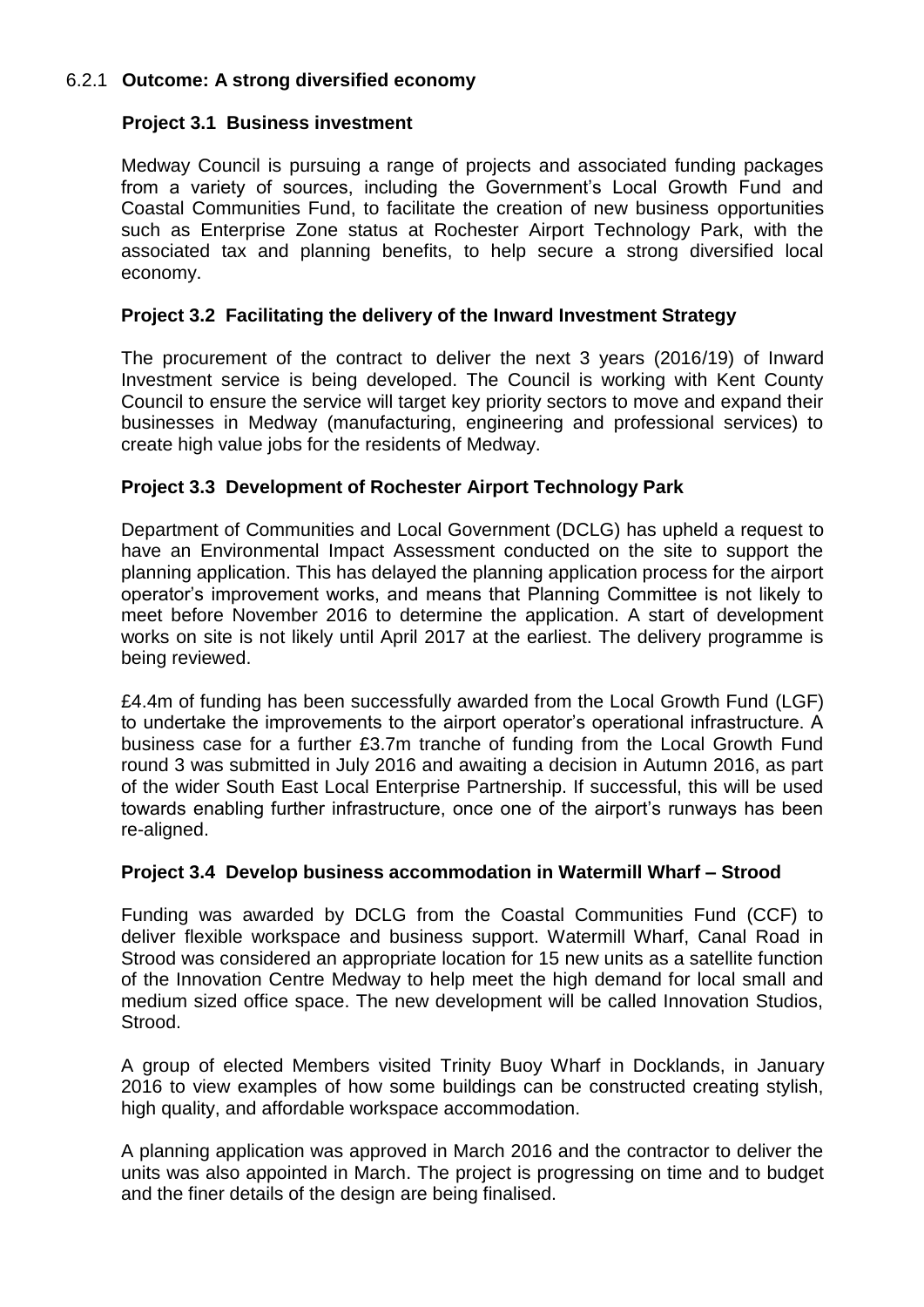### 6.2.1 **Outcome: A strong diversified economy**

#### **Project 3.1 Business investment**

Medway Council is pursuing a range of projects and associated funding packages from a variety of sources, including the Government's Local Growth Fund and Coastal Communities Fund, to facilitate the creation of new business opportunities such as Enterprise Zone status at Rochester Airport Technology Park, with the associated tax and planning benefits, to help secure a strong diversified local economy.

#### **Project 3.2 Facilitating the delivery of the Inward Investment Strategy**

The procurement of the contract to deliver the next 3 years (2016/19) of Inward Investment service is being developed. The Council is working with Kent County Council to ensure the service will target key priority sectors to move and expand their businesses in Medway (manufacturing, engineering and professional services) to create high value jobs for the residents of Medway.

#### **Project 3.3 Development of Rochester Airport Technology Park**

Department of Communities and Local Government (DCLG) has upheld a request to have an Environmental Impact Assessment conducted on the site to support the planning application. This has delayed the planning application process for the airport operator's improvement works, and means that Planning Committee is not likely to meet before November 2016 to determine the application. A start of development works on site is not likely until April 2017 at the earliest. The delivery programme is being reviewed.

£4.4m of funding has been successfully awarded from the Local Growth Fund (LGF) to undertake the improvements to the airport operator's operational infrastructure. A business case for a further £3.7m tranche of funding from the Local Growth Fund round 3 was submitted in July 2016 and awaiting a decision in Autumn 2016, as part of the wider South East Local Enterprise Partnership. If successful, this will be used towards enabling further infrastructure, once one of the airport's runways has been re-aligned.

#### **Project 3.4 Develop business accommodation in Watermill Wharf – Strood**

Funding was awarded by DCLG from the Coastal Communities Fund (CCF) to deliver flexible workspace and business support. Watermill Wharf, Canal Road in Strood was considered an appropriate location for 15 new units as a satellite function of the Innovation Centre Medway to help meet the high demand for local small and medium sized office space. The new development will be called Innovation Studios, Strood.

A group of elected Members visited Trinity Buoy Wharf in Docklands, in January 2016 to view examples of how some buildings can be constructed creating stylish, high quality, and affordable workspace accommodation.

A planning application was approved in March 2016 and the contractor to deliver the units was also appointed in March. The project is progressing on time and to budget and the finer details of the design are being finalised.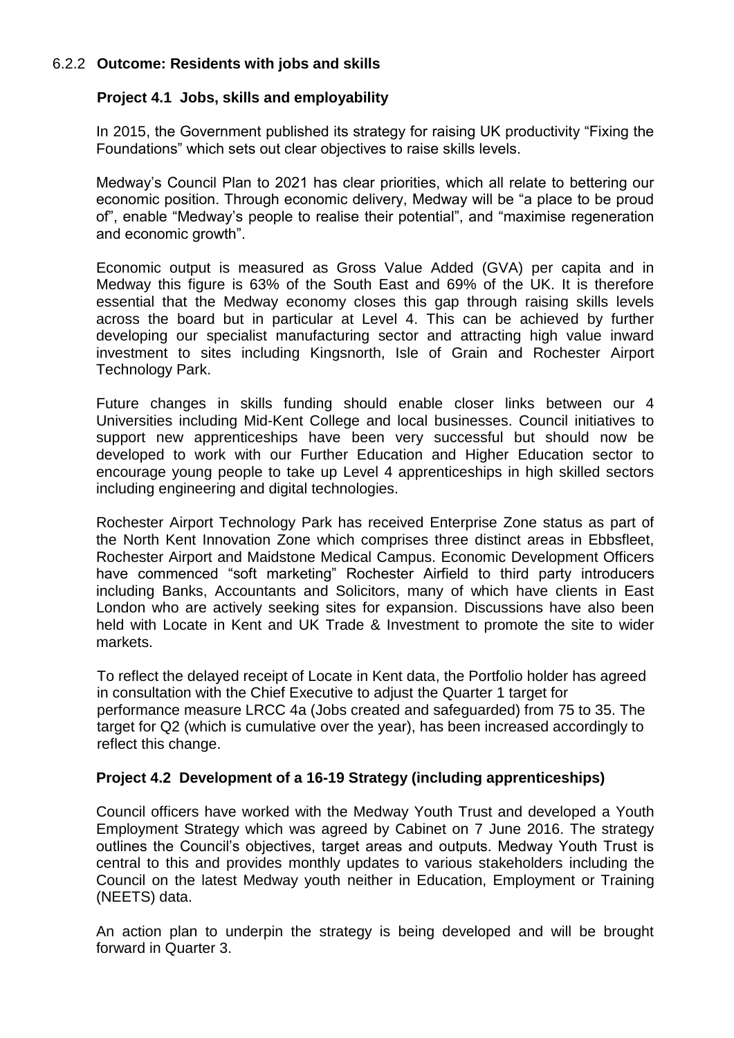### 6.2.2 **Outcome: Residents with jobs and skills**

#### **Project 4.1 Jobs, skills and employability**

In 2015, the Government published its strategy for raising UK productivity "Fixing the Foundations" which sets out clear objectives to raise skills levels.

Medway's Council Plan to 2021 has clear priorities, which all relate to bettering our economic position. Through economic delivery, Medway will be "a place to be proud of", enable "Medway's people to realise their potential", and "maximise regeneration and economic growth".

Economic output is measured as Gross Value Added (GVA) per capita and in Medway this figure is 63% of the South East and 69% of the UK. It is therefore essential that the Medway economy closes this gap through raising skills levels across the board but in particular at Level 4. This can be achieved by further developing our specialist manufacturing sector and attracting high value inward investment to sites including Kingsnorth, Isle of Grain and Rochester Airport Technology Park.

Future changes in skills funding should enable closer links between our 4 Universities including Mid-Kent College and local businesses. Council initiatives to support new apprenticeships have been very successful but should now be developed to work with our Further Education and Higher Education sector to encourage young people to take up Level 4 apprenticeships in high skilled sectors including engineering and digital technologies.

Rochester Airport Technology Park has received Enterprise Zone status as part of the North Kent Innovation Zone which comprises three distinct areas in Ebbsfleet, Rochester Airport and Maidstone Medical Campus. Economic Development Officers have commenced "soft marketing" Rochester Airfield to third party introducers including Banks, Accountants and Solicitors, many of which have clients in East London who are actively seeking sites for expansion. Discussions have also been held with Locate in Kent and UK Trade & Investment to promote the site to wider markets.

To reflect the delayed receipt of Locate in Kent data, the Portfolio holder has agreed in consultation with the Chief Executive to adjust the Quarter 1 target for performance measure LRCC 4a (Jobs created and safeguarded) from 75 to 35. The target for Q2 (which is cumulative over the year), has been increased accordingly to reflect this change.

#### **Project 4.2 Development of a 16-19 Strategy (including apprenticeships)**

Council officers have worked with the Medway Youth Trust and developed a Youth Employment Strategy which was agreed by Cabinet on 7 June 2016. The strategy outlines the Council's objectives, target areas and outputs. Medway Youth Trust is central to this and provides monthly updates to various stakeholders including the Council on the latest Medway youth neither in Education, Employment or Training (NEETS) data.

An action plan to underpin the strategy is being developed and will be brought forward in Quarter 3.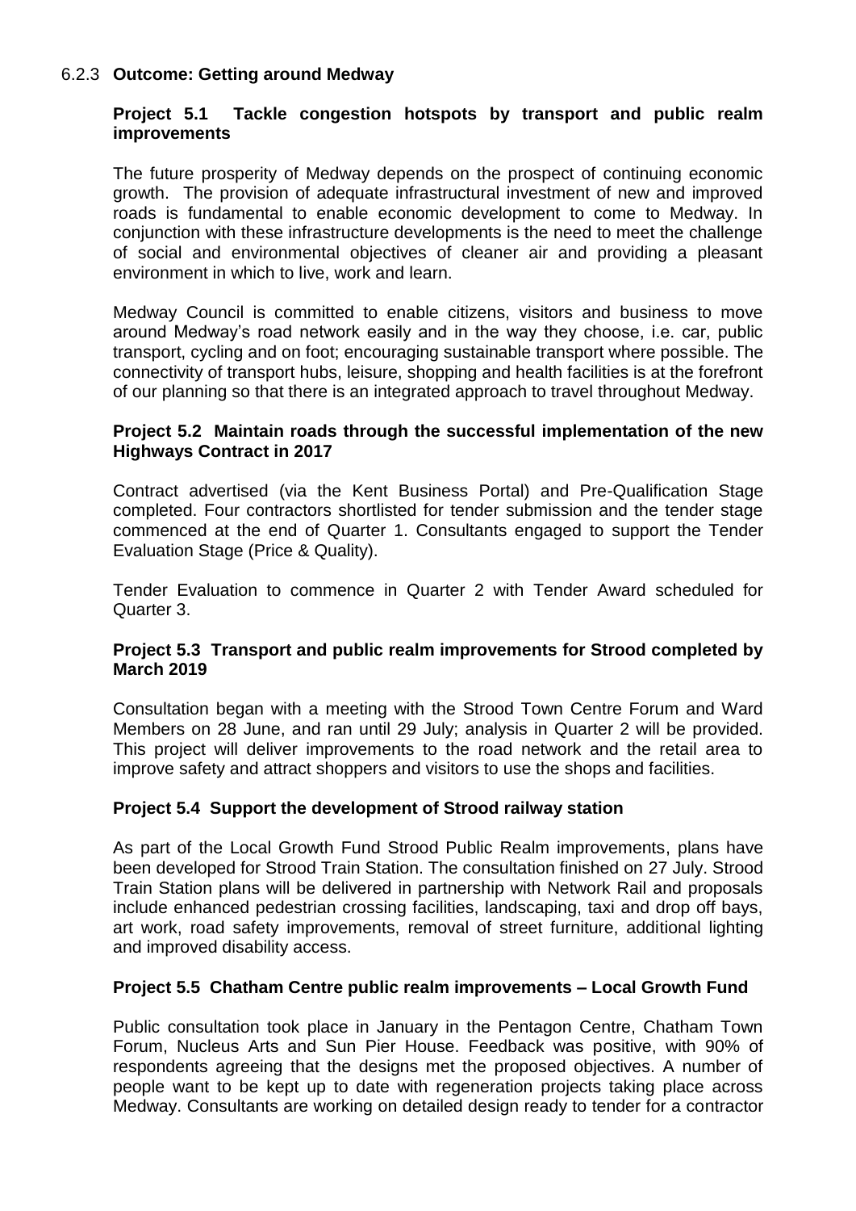### 6.2.3 Outcome: Getting around Medway

#### Project 5.1 Tackle congestion hotspots by transport and public realm improvements

The future prosperity of Medway depends on the prospect of continuing economic growth. The provision of adequate infrastructural investment of new and improved roads is fundamental to enable economic development to come to Medway. In conjunction with these infrastructure developments is the need to meet the challenge of social and environmental objectives of cleaner air and providing a pleasant environment in which to live, work and learn.

Medway Council is committed to enable citizens, visitors and business to move around Medway's road network easily and in the way they choose, i.e. car, public transport, cycling and on foot; encouraging sustainable transport where possible. The connectivity of transport hubs, leisure, shopping and health facilities is at the forefront of our planning so that there is an integrated approach to travel throughout Medway.

#### Project 5.2 Maintain roads through the successful implementation of the new Highways Contract in 2017

Contract advertised (via the Kent Business Portal) and Pre-Qualification Stage completed. Four contractors shortlisted for tender submission and the tender stage commenced at the end of Quarter 1. Consultants engaged to support the Tender Evaluation Stage (Price & Quality).

Tender Evaluation to commence in Quarter 2 with Tender Award scheduled for Quarter 3.

#### Project 5.3 Transport and public realm improvements for Strood completed by March 2019

Consultation began with a meeting with the Strood Town Centre Forum and Ward Members on 28 June, and ran until 29 July; analysis in Quarter 2 will be provided. This project will deliver improvements to the road network and the retail area to improve safety and attract shoppers and visitors to use the shops and facilities.

#### Project 5.4 Support the development of Strood railway station

As part of the Local Growth Fund Strood Public Realm improvements, plans have been developed for Strood Train Station. The consultation finished on 27 July. Strood Train Station plans will be delivered in partnership with Network Rail and proposals include enhanced pedestrian crossing facilities, landscaping, taxi and drop off bays, art work, road safety improvements, removal of street furniture, additional lighting and improved disability access.

#### Project 5.5 Chatham Centre public realm improvements – Local Growth Fund

Public consultation took place in January in the Pentagon Centre, Chatham Town Forum, Nucleus Arts and Sun Pier House. Feedback was positive, with 90% of respondents agreeing that the designs met the proposed objectives. A number of people want to be kept up to date with regeneration projects taking place across Medway. Consultants are working on detailed design ready to tender for a contractor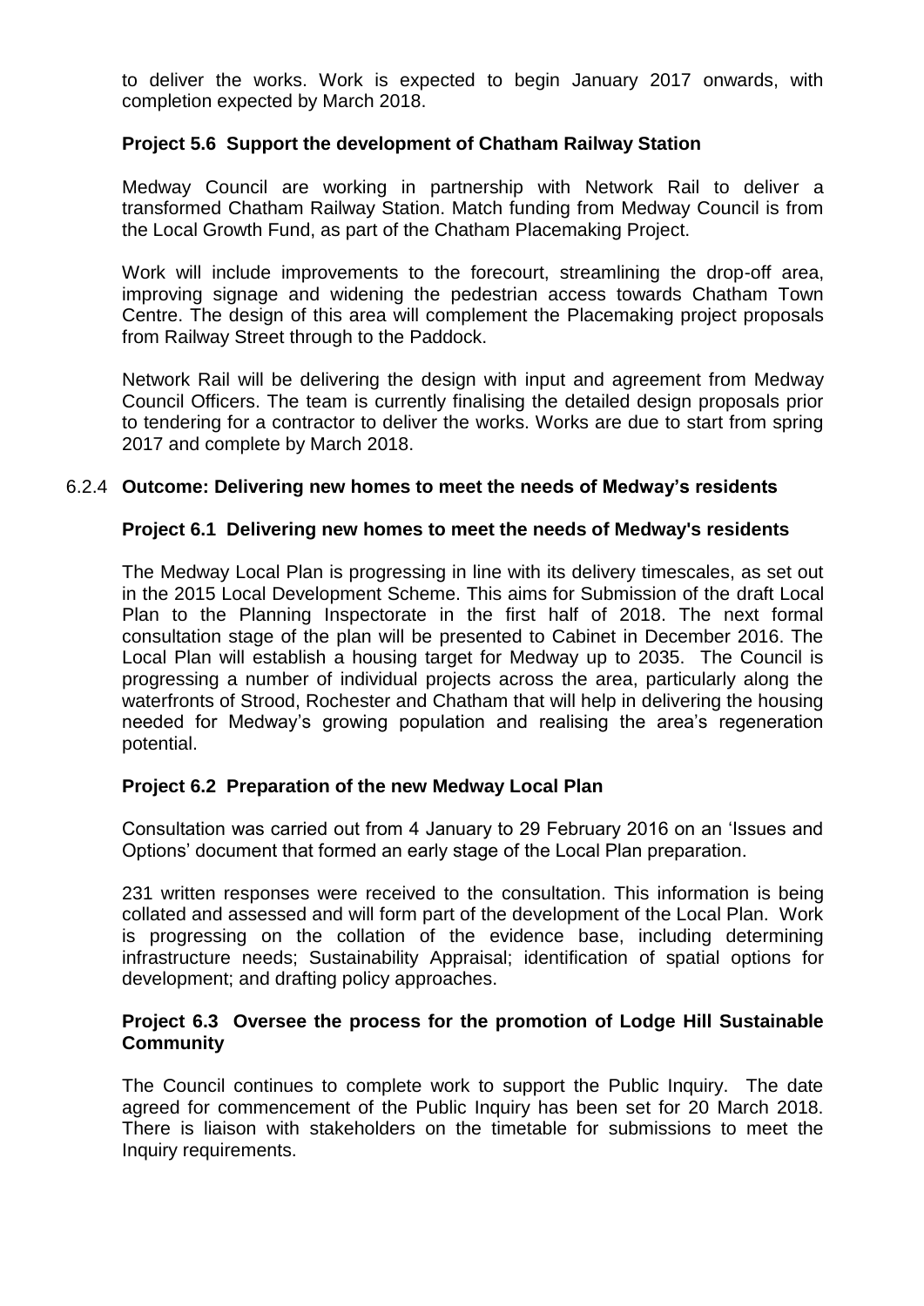to deliver the works. Work is expected to begin January 2017 onwards, with completion expected by March 2018.

**Project 5.6 Support the development of Chatham Railway Station**

Medway Council are working in partnership with Network Rail to deliver a transformed Chatham Railway Station. Match funding from Medway Council is from the Local Growth Fund, as part of the Chatham Placemaking Project.

Work will include improvements to the forecourt, streamlining the drop-off area, improving signage and widening the pedestrian access towards Chatham Town Centre. The design of this area will complement the Placemaking project proposals from Railway Street through to the Paddock.

Network Rail will be delivering the design with input and agreement from Medway Council Officers. The team is currently finalising the detailed design proposals prior to tendering for a contractor to deliver the works. Works are due to start from spring 2017 and complete by March 2018.

6.2.4 **Outcome: Delivering new homes to meet the needs of Medway's residents**

**Project 6.1 Delivering new homes to meet the needs of Medway's residents**

The Medway Local Plan is progressing in line with its delivery timescales, as set out in the 2015 Local Development Scheme. This aims for Submission of the draft Local Plan to the Planning Inspectorate in the first half of 2018. The next formal consultation stage of the plan will be presented to Cabinet in December 2016. The Local Plan will establish a housing target for Medway up to 2035. The Council is progressing a number of individual projects across the area, particularly along the waterfronts of Strood, Rochester and Chatham that will help in delivering the housing needed for Medway's growing population and realising the area's regeneration potential.

**Project 6.2 Preparation of the new Medway Local Plan**

Consultation was carried out from 4 January to 29 February 2016 on an 'Issues and Options' document that formed an early stage of the Local Plan preparation.

231 written responses were received to the consultation. This information is being collated and assessed and will form part of the development of the Local Plan. Work is progressing on the collation of the evidence base, including determining infrastructure needs; Sustainability Appraisal; identification of spatial options for development; and drafting policy approaches.

**Project 6.3 Oversee the process for the promotion of Lodge Hill Sustainable Community**

The Council continues to complete work to support the Public Inquiry. The date agreed for commencement of the Public Inquiry has been set for 20 March 2018. There is liaison with stakeholders on the timetable for submissions to meet the Inquiry requirements.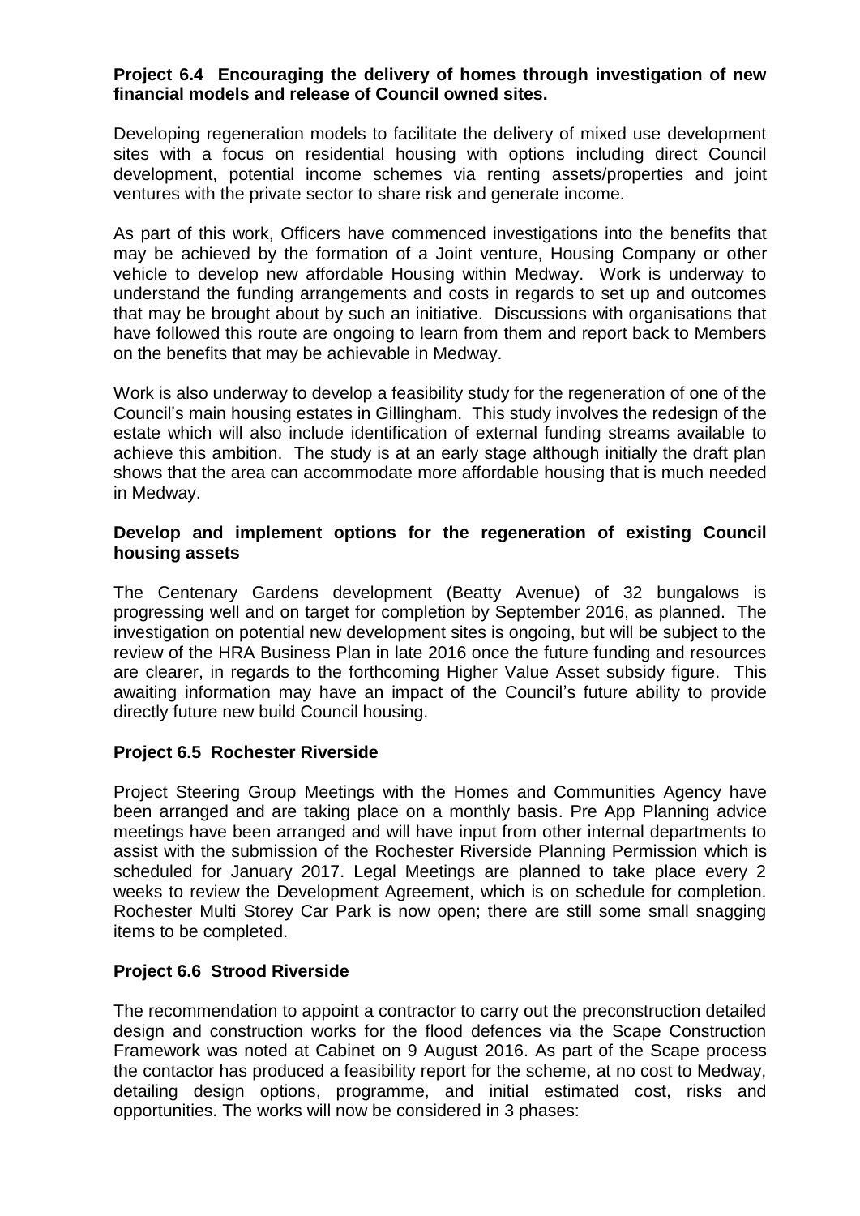**Project 6.4 Encouraging the delivery of homes through investigation of new financial models and release of Council owned sites.**

Developing regeneration models to facilitate the delivery of mixed use development sites with a focus on residential housing with options including direct Council development, potential income schemes via renting assets/properties and joint ventures with the private sector to share risk and generate income.

As part of this work, Officers have commenced investigations into the benefits that may be achieved by the formation of a Joint venture, Housing Company or other vehicle to develop new affordable Housing within Medway. Work is underway to understand the funding arrangements and costs in regards to set up and outcomes that may be brought about by such an initiative. Discussions with organisations that have followed this route are ongoing to learn from them and report back to Members on the benefits that may be achievable in Medway.

Work is also underway to develop a feasibility study for the regeneration of one of the Council's main housing estates in Gillingham. This study involves the redesign of the estate which will also include identification of external funding streams available to achieve this ambition. The study is at an early stage although initially the draft plan shows that the area can accommodate more affordable housing that is much needed in Medway.

**Develop and implement options for the regeneration of existing Council housing assets**

The Centenary Gardens development (Beatty Avenue) of 32 bungalows is progressing well and on target for completion by September 2016, as planned. The investigation on potential new development sites is ongoing, but will be subject to the review of the HRA Business Plan in late 2016 once the future funding and resources are clearer, in regards to the forthcoming Higher Value Asset subsidy figure. This awaiting information may have an impact of the Council's future ability to provide directly future new build Council housing.

**Project 6.5 Rochester Riverside**

Project Steering Group Meetings with the Homes and Communities Agency have been arranged and are taking place on a monthly basis. Pre App Planning advice meetings have been arranged and will have input from other internal departments to assist with the submission of the Rochester Riverside Planning Permission which is scheduled for January 2017. Legal Meetings are planned to take place every 2 weeks to review the Development Agreement, which is on schedule for completion. Rochester Multi Storey Car Park is now open; there are still some small snagging items to be completed.

**Project 6.6 Strood Riverside**

The recommendation to appoint a contractor to carry out the preconstruction detailed design and construction works for the flood defences via the Scape Construction Framework was noted at Cabinet on 9 August 2016. As part of the Scape process the contactor has produced a feasibility report for the scheme, at no cost to Medway, detailing design options, programme, and initial estimated cost, risks and opportunities. The works will now be considered in 3 phases: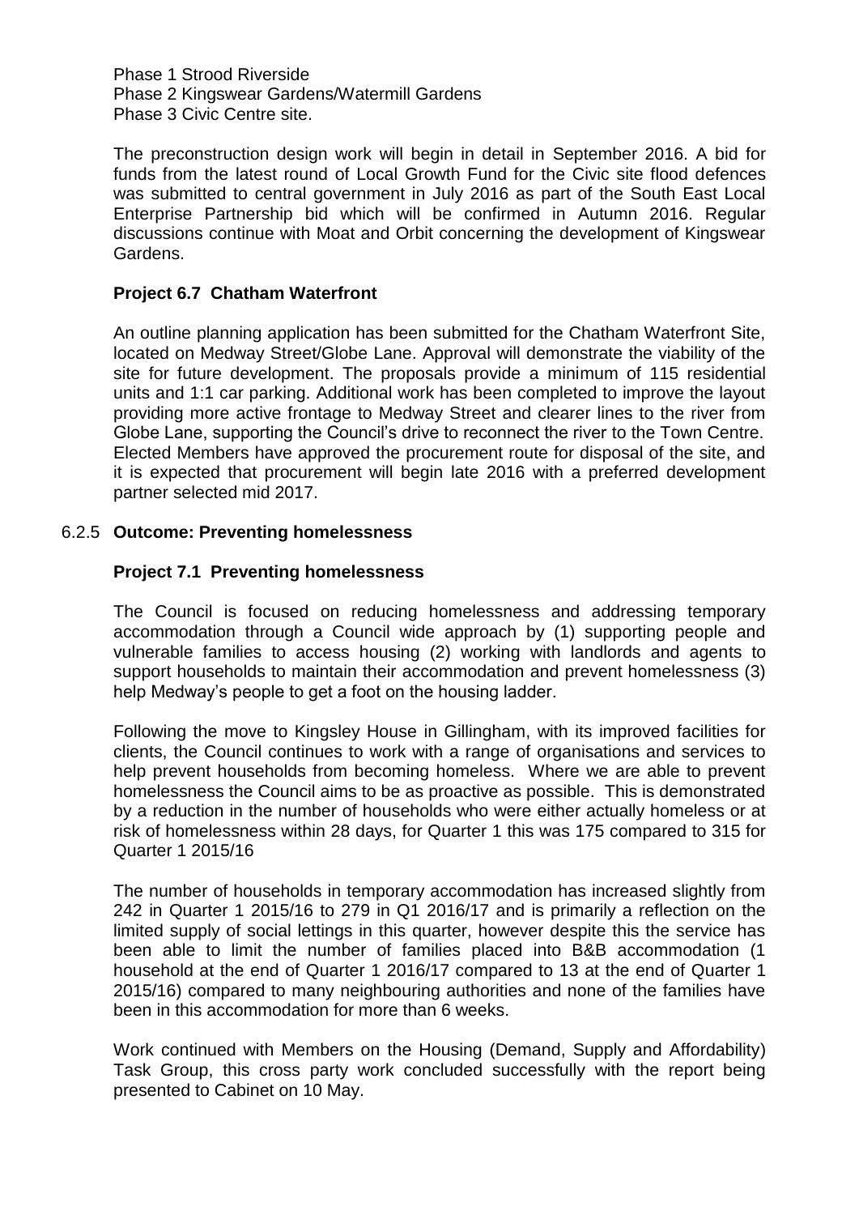Phase 1 Strood Riverside
Phase 2 Kingswear Gardens/Watermill Gardens
Phase 3 Civic Centre site.

The preconstruction design work will begin in detail in September 2016. A bid for funds from the latest round of Local Growth Fund for the Civic site flood defences was submitted to central government in July 2016 as part of the South East Local Enterprise Partnership bid which will be confirmed in Autumn 2016. Regular discussions continue with Moat and Orbit concerning the development of Kingswear Gardens.

### Project 6.7 Chatham Waterfront

An outline planning application has been submitted for the Chatham Waterfront Site, located on Medway Street/Globe Lane. Approval will demonstrate the viability of the site for future development. The proposals provide a minimum of 115 residential units and 1:1 car parking. Additional work has been completed to improve the layout providing more active frontage to Medway Street and clearer lines to the river from Globe Lane, supporting the Council's drive to reconnect the river to the Town Centre. Elected Members have approved the procurement route for disposal of the site, and it is expected that procurement will begin late 2016 with a preferred development partner selected mid 2017.

## 6.2.5 Outcome: Preventing homelessness

### Project 7.1 Preventing homelessness

The Council is focused on reducing homelessness and addressing temporary accommodation through a Council wide approach by (1) supporting people and vulnerable families to access housing (2) working with landlords and agents to support households to maintain their accommodation and prevent homelessness (3) help Medway's people to get a foot on the housing ladder.

Following the move to Kingsley House in Gillingham, with its improved facilities for clients, the Council continues to work with a range of organisations and services to help prevent households from becoming homeless. Where we are able to prevent homelessness the Council aims to be as proactive as possible. This is demonstrated by a reduction in the number of households who were either actually homeless or at risk of homelessness within 28 days, for Quarter 1 this was 175 compared to 315 for Quarter 1 2015/16

The number of households in temporary accommodation has increased slightly from 242 in Quarter 1 2015/16 to 279 in Q1 2016/17 and is primarily a reflection on the limited supply of social lettings in this quarter, however despite this the service has been able to limit the number of families placed into B&B accommodation (1 household at the end of Quarter 1 2016/17 compared to 13 at the end of Quarter 1 2015/16) compared to many neighbouring authorities and none of the families have been in this accommodation for more than 6 weeks.

Work continued with Members on the Housing (Demand, Supply and Affordability) Task Group, this cross party work concluded successfully with the report being presented to Cabinet on 10 May.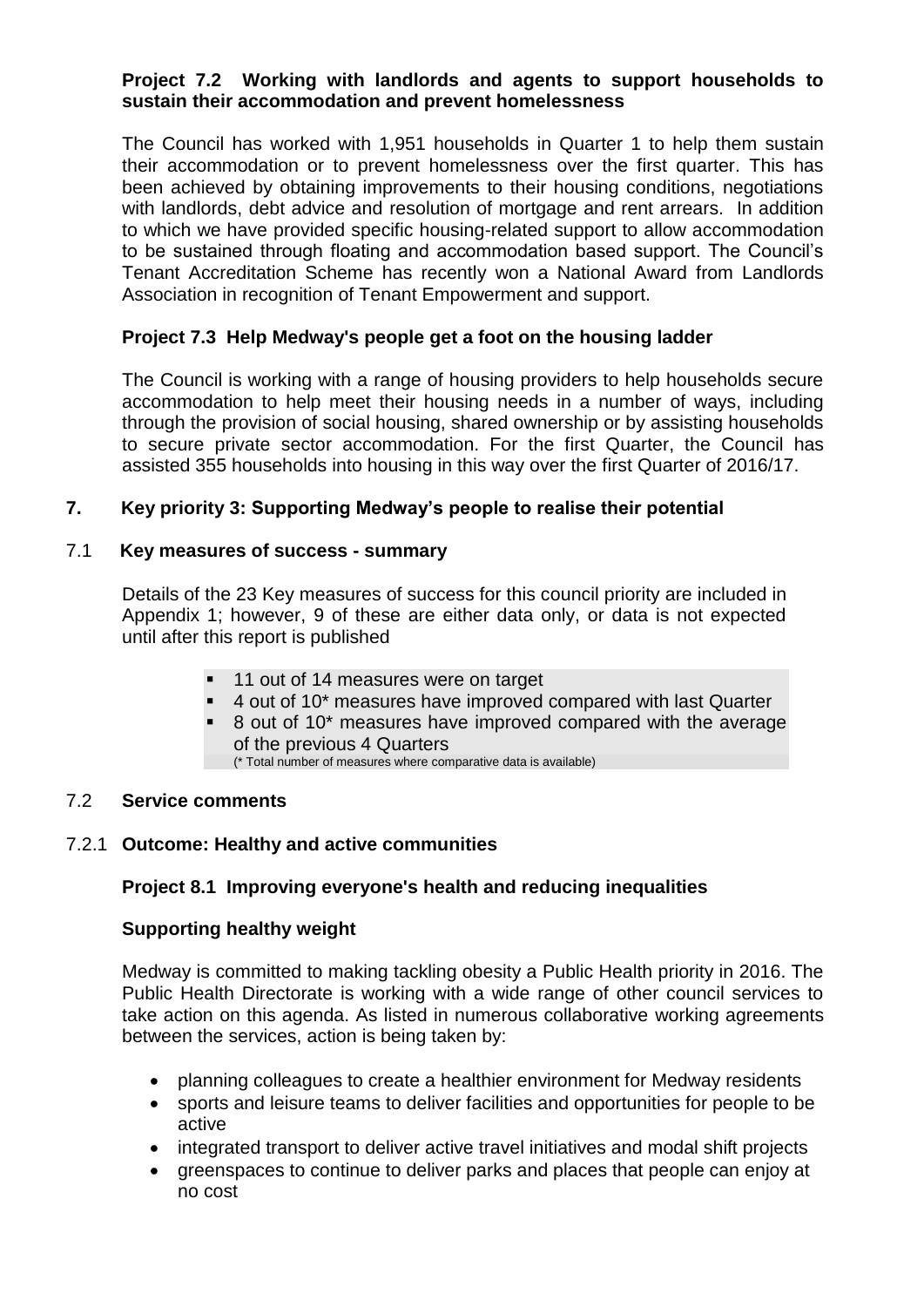**Project 7.2 Working with landlords and agents to support households to sustain their accommodation and prevent homelessness**

The Council has worked with 1,951 households in Quarter 1 to help them sustain their accommodation or to prevent homelessness over the first quarter. This has been achieved by obtaining improvements to their housing conditions, negotiations with landlords, debt advice and resolution of mortgage and rent arrears. In addition to which we have provided specific housing-related support to allow accommodation to be sustained through floating and accommodation based support. The Council's Tenant Accreditation Scheme has recently won a National Award from Landlords Association in recognition of Tenant Empowerment and support.

**Project 7.3 Help Medway's people get a foot on the housing ladder**

The Council is working with a range of housing providers to help households secure accommodation to help meet their housing needs in a number of ways, including through the provision of social housing, shared ownership or by assisting households to secure private sector accommodation. For the first Quarter, the Council has assisted 355 households into housing in this way over the first Quarter of 2016/17.

## 7. Key priority 3: Supporting Medway's people to realise their potential

### 7.1 Key measures of success - summary

Details of the 23 Key measures of success for this council priority are included in Appendix 1; however, 9 of these are either data only, or data is not expected until after this report is published

- 11 out of 14 measures were on target
- 4 out of 10* measures have improved compared with last Quarter
- 8 out of 10* measures have improved compared with the average of the previous 4 Quarters

(* Total number of measures where comparative data is available)

### 7.2 Service comments

#### 7.2.1 Outcome: Healthy and active communities

**Project 8.1 Improving everyone's health and reducing inequalities**

**Supporting healthy weight**

Medway is committed to making tackling obesity a Public Health priority in 2016. The Public Health Directorate is working with a wide range of other council services to take action on this agenda. As listed in numerous collaborative working agreements between the services, action is being taken by:

- planning colleagues to create a healthier environment for Medway residents
- sports and leisure teams to deliver facilities and opportunities for people to be active
- integrated transport to deliver active travel initiatives and modal shift projects
- greenspaces to continue to deliver parks and places that people can enjoy at no cost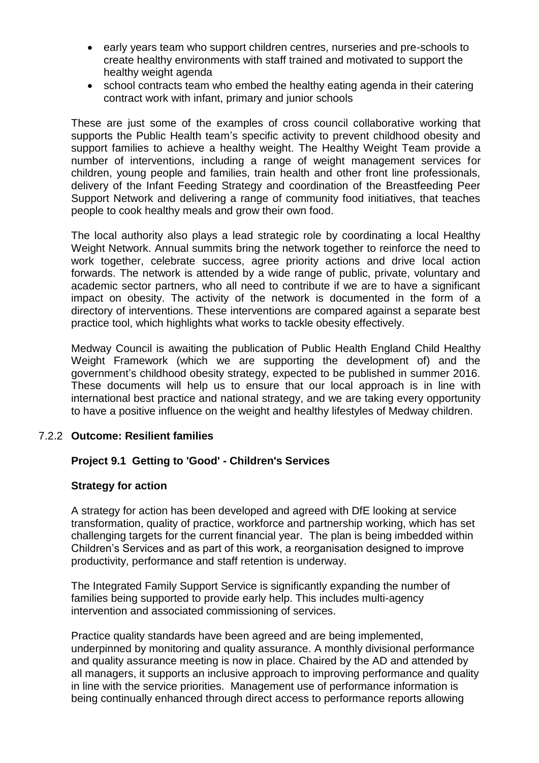- early years team who support children centres, nurseries and pre-schools to create healthy environments with staff trained and motivated to support the healthy weight agenda
- school contracts team who embed the healthy eating agenda in their catering contract work with infant, primary and junior schools

These are just some of the examples of cross council collaborative working that supports the Public Health team's specific activity to prevent childhood obesity and support families to achieve a healthy weight. The Healthy Weight Team provide a number of interventions, including a range of weight management services for children, young people and families, train health and other front line professionals, delivery of the Infant Feeding Strategy and coordination of the Breastfeeding Peer Support Network and delivering a range of community food initiatives, that teaches people to cook healthy meals and grow their own food.

The local authority also plays a lead strategic role by coordinating a local Healthy Weight Network. Annual summits bring the network together to reinforce the need to work together, celebrate success, agree priority actions and drive local action forwards. The network is attended by a wide range of public, private, voluntary and academic sector partners, who all need to contribute if we are to have a significant impact on obesity. The activity of the network is documented in the form of a directory of interventions. These interventions are compared against a separate best practice tool, which highlights what works to tackle obesity effectively.

Medway Council is awaiting the publication of Public Health England Child Healthy Weight Framework (which we are supporting the development of) and the government's childhood obesity strategy, expected to be published in summer 2016. These documents will help us to ensure that our local approach is in line with international best practice and national strategy, and we are taking every opportunity to have a positive influence on the weight and healthy lifestyles of Medway children.

### 7.2.2 Outcome: Resilient families

**Project 9.1 Getting to 'Good' - Children's Services**

**Strategy for action**

A strategy for action has been developed and agreed with DfE looking at service transformation, quality of practice, workforce and partnership working, which has set challenging targets for the current financial year. The plan is being imbedded within Children's Services and as part of this work, a reorganisation designed to improve productivity, performance and staff retention is underway.

The Integrated Family Support Service is significantly expanding the number of families being supported to provide early help. This includes multi-agency intervention and associated commissioning of services.

Practice quality standards have been agreed and are being implemented, underpinned by monitoring and quality assurance. A monthly divisional performance and quality assurance meeting is now in place. Chaired by the AD and attended by all managers, it supports an inclusive approach to improving performance and quality in line with the service priorities. Management use of performance information is being continually enhanced through direct access to performance reports allowing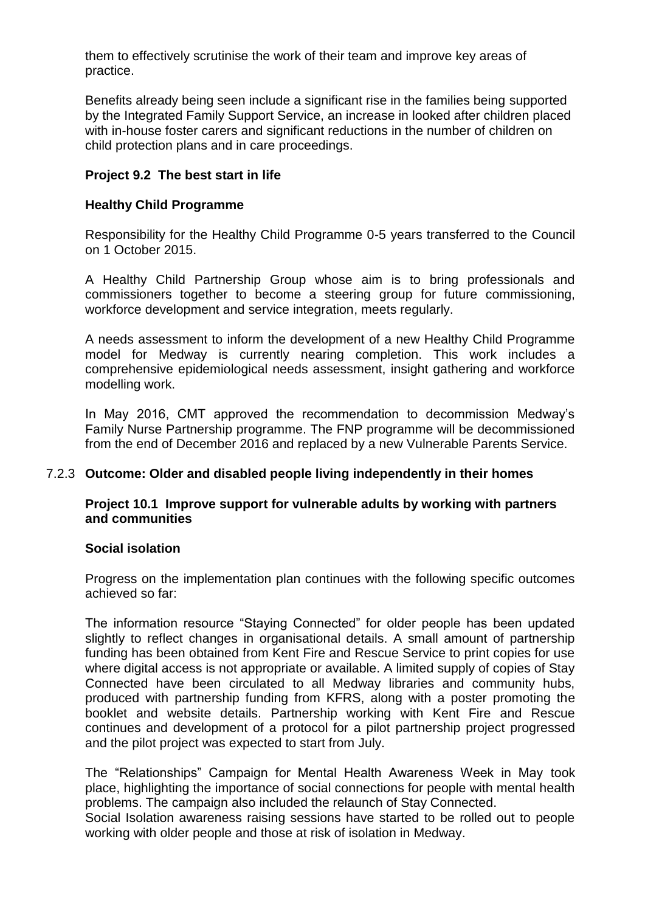them to effectively scrutinise the work of their team and improve key areas of practice.

Benefits already being seen include a significant rise in the families being supported by the Integrated Family Support Service, an increase in looked after children placed with in-house foster carers and significant reductions in the number of children on child protection plans and in care proceedings.

**Project 9.2 The best start in life**

**Healthy Child Programme**

Responsibility for the Healthy Child Programme 0-5 years transferred to the Council on 1 October 2015.

A Healthy Child Partnership Group whose aim is to bring professionals and commissioners together to become a steering group for future commissioning, workforce development and service integration, meets regularly.

A needs assessment to inform the development of a new Healthy Child Programme model for Medway is currently nearing completion. This work includes a comprehensive epidemiological needs assessment, insight gathering and workforce modelling work.

In May 2016, CMT approved the recommendation to decommission Medway's Family Nurse Partnership programme. The FNP programme will be decommissioned from the end of December 2016 and replaced by a new Vulnerable Parents Service.

### 7.2.3 Outcome: Older and disabled people living independently in their homes

**Project 10.1 Improve support for vulnerable adults by working with partners and communities**

**Social isolation**

Progress on the implementation plan continues with the following specific outcomes achieved so far:

The information resource "Staying Connected" for older people has been updated slightly to reflect changes in organisational details. A small amount of partnership funding has been obtained from Kent Fire and Rescue Service to print copies for use where digital access is not appropriate or available. A limited supply of copies of Stay Connected have been circulated to all Medway libraries and community hubs, produced with partnership funding from KFRS, along with a poster promoting the booklet and website details. Partnership working with Kent Fire and Rescue continues and development of a protocol for a pilot partnership project progressed and the pilot project was expected to start from July.

The "Relationships" Campaign for Mental Health Awareness Week in May took place, highlighting the importance of social connections for people with mental health problems. The campaign also included the relaunch of Stay Connected.
Social Isolation awareness raising sessions have started to be rolled out to people working with older people and those at risk of isolation in Medway.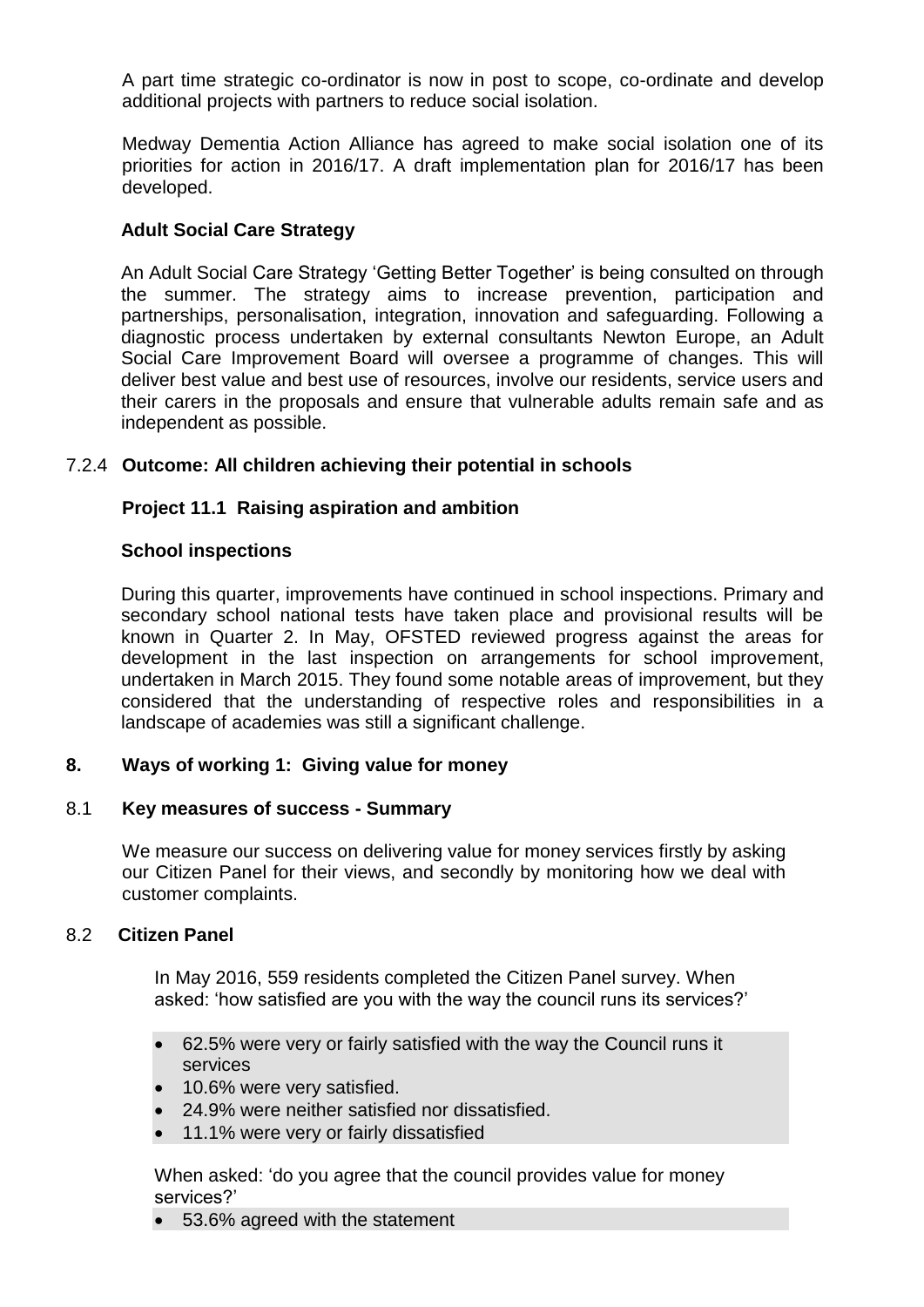A part time strategic co-ordinator is now in post to scope, co-ordinate and develop additional projects with partners to reduce social isolation.

Medway Dementia Action Alliance has agreed to make social isolation one of its priorities for action in 2016/17. A draft implementation plan for 2016/17 has been developed.

**Adult Social Care Strategy**

An Adult Social Care Strategy 'Getting Better Together' is being consulted on through the summer. The strategy aims to increase prevention, participation and partnerships, personalisation, integration, innovation and safeguarding. Following a diagnostic process undertaken by external consultants Newton Europe, an Adult Social Care Improvement Board will oversee a programme of changes. This will deliver best value and best use of resources, involve our residents, service users and their carers in the proposals and ensure that vulnerable adults remain safe and as independent as possible.

#### 7.2.4 Outcome: All children achieving their potential in schools

**Project 11.1 Raising aspiration and ambition**

**School inspections**

During this quarter, improvements have continued in school inspections. Primary and secondary school national tests have taken place and provisional results will be known in Quarter 2. In May, OFSTED reviewed progress against the areas for development in the last inspection on arrangements for school improvement, undertaken in March 2015. They found some notable areas of improvement, but they considered that the understanding of respective roles and responsibilities in a landscape of academies was still a significant challenge.

## 8. Ways of working 1: Giving value for money

### 8.1 Key measures of success - Summary

We measure our success on delivering value for money services firstly by asking our Citizen Panel for their views, and secondly by monitoring how we deal with customer complaints.

### 8.2 Citizen Panel

In May 2016, 559 residents completed the Citizen Panel survey. When asked: 'how satisfied are you with the way the council runs its services?'

- 62.5% were very or fairly satisfied with the way the Council runs it services
- 10.6% were very satisfied.
- 24.9% were neither satisfied nor dissatisfied.
- 11.1% were very or fairly dissatisfied

When asked: 'do you agree that the council provides value for money services?'

- 53.6% agreed with the statement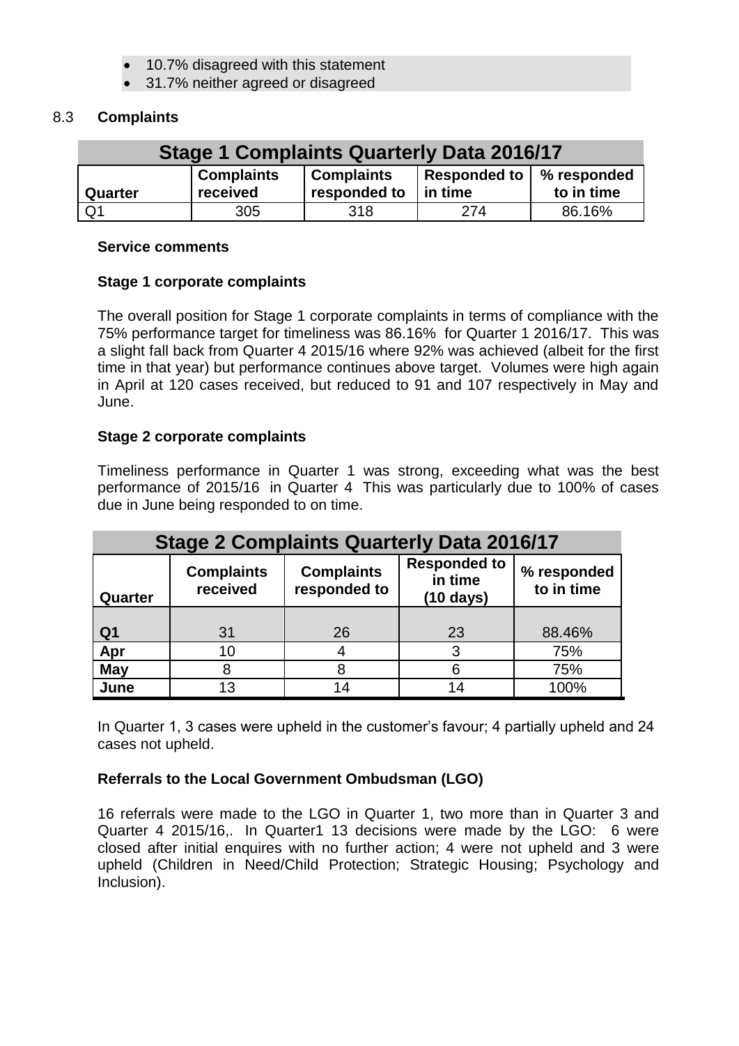- 10.7% disagreed with this statement
- 31.7% neither agreed or disagreed

8.3 **Complaints**

| Stage 1 Complaints Quarterly Data 2016/17 | | | | |
|---|---|---|---|---|
| **Quarter** | **Complaints received** | **Complaints responded to** | **Responded to in time** | **% responded to in time** |
| Q1 | 305 | 318 | 274 | 86.16% |

**Service comments**

**Stage 1 corporate complaints**

The overall position for Stage 1 corporate complaints in terms of compliance with the 75% performance target for timeliness was 86.16% for Quarter 1 2016/17. This was a slight fall back from Quarter 4 2015/16 where 92% was achieved (albeit for the first time in that year) but performance continues above target. Volumes were high again in April at 120 cases received, but reduced to 91 and 107 respectively in May and June.

**Stage 2 corporate complaints**

Timeliness performance in Quarter 1 was strong, exceeding what was the best performance of 2015/16 in Quarter 4 This was particularly due to 100% of cases due in June being responded to on time.

| Stage 2 Complaints Quarterly Data 2016/17 | | | | |
|---|---|---|---|---|
| **Quarter** | **Complaints received** | **Complaints responded to** | **Responded to in time (10 days)** | **% responded to in time** |
| **Q1** | 31 | 26 | 23 | 88.46% |
| **Apr** | 10 | 4 | 3 | 75% |
| **May** | 8 | 8 | 6 | 75% |
| **June** | 13 | 14 | 14 | 100% |

In Quarter 1, 3 cases were upheld in the customer's favour; 4 partially upheld and 24 cases not upheld.

**Referrals to the Local Government Ombudsman (LGO)**

16 referrals were made to the LGO in Quarter 1, two more than in Quarter 3 and Quarter 4 2015/16,. In Quarter1 13 decisions were made by the LGO: 6 were closed after initial enquires with no further action; 4 were not upheld and 3 were upheld (Children in Need/Child Protection; Strategic Housing; Psychology and Inclusion).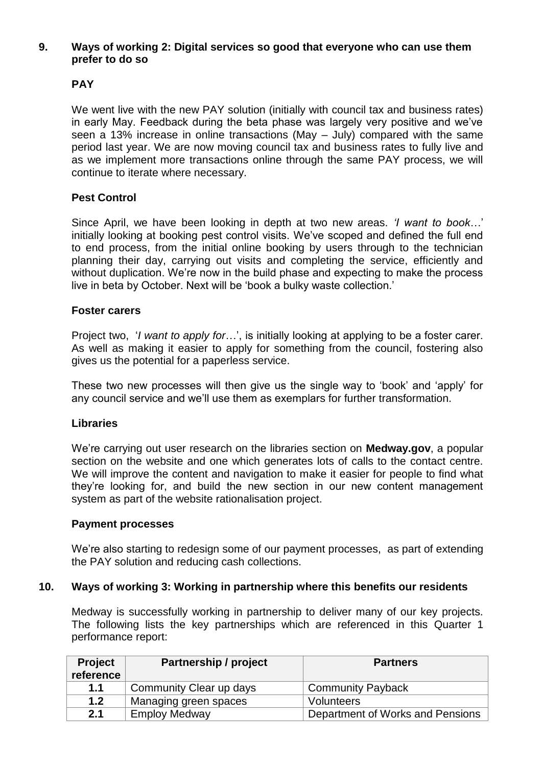## 9. Ways of working 2: Digital services so good that everyone who can use them prefer to do so

### PAY

We went live with the new PAY solution (initially with council tax and business rates) in early May. Feedback during the beta phase was largely very positive and we've seen a 13% increase in online transactions (May – July) compared with the same period last year. We are now moving council tax and business rates to fully live and as we implement more transactions online through the same PAY process, we will continue to iterate where necessary.

### Pest Control

Since April, we have been looking in depth at two new areas. *'I want to book…'* initially looking at booking pest control visits. We've scoped and defined the full end to end process, from the initial online booking by users through to the technician planning their day, carrying out visits and completing the service, efficiently and without duplication. We're now in the build phase and expecting to make the process live in beta by October. Next will be 'book a bulky waste collection.'

### Foster carers

Project two, '*I want to apply for*…', is initially looking at applying to be a foster carer. As well as making it easier to apply for something from the council, fostering also gives us the potential for a paperless service.

These two new processes will then give us the single way to 'book' and 'apply' for any council service and we'll use them as exemplars for further transformation.

### Libraries

We're carrying out user research on the libraries section on **Medway.gov**, a popular section on the website and one which generates lots of calls to the contact centre. We will improve the content and navigation to make it easier for people to find what they're looking for, and build the new section in our new content management system as part of the website rationalisation project.

### Payment processes

We're also starting to redesign some of our payment processes, as part of extending the PAY solution and reducing cash collections.

## 10. Ways of working 3: Working in partnership where this benefits our residents

Medway is successfully working in partnership to deliver many of our key projects. The following lists the key partnerships which are referenced in this Quarter 1 performance report:

| Project reference | Partnership / project | Partners |
|---|---|---|
| 1.1 | Community Clear up days | Community Payback |
| 1.2 | Managing green spaces | Volunteers |
| 2.1 | Employ Medway | Department of Works and Pensions |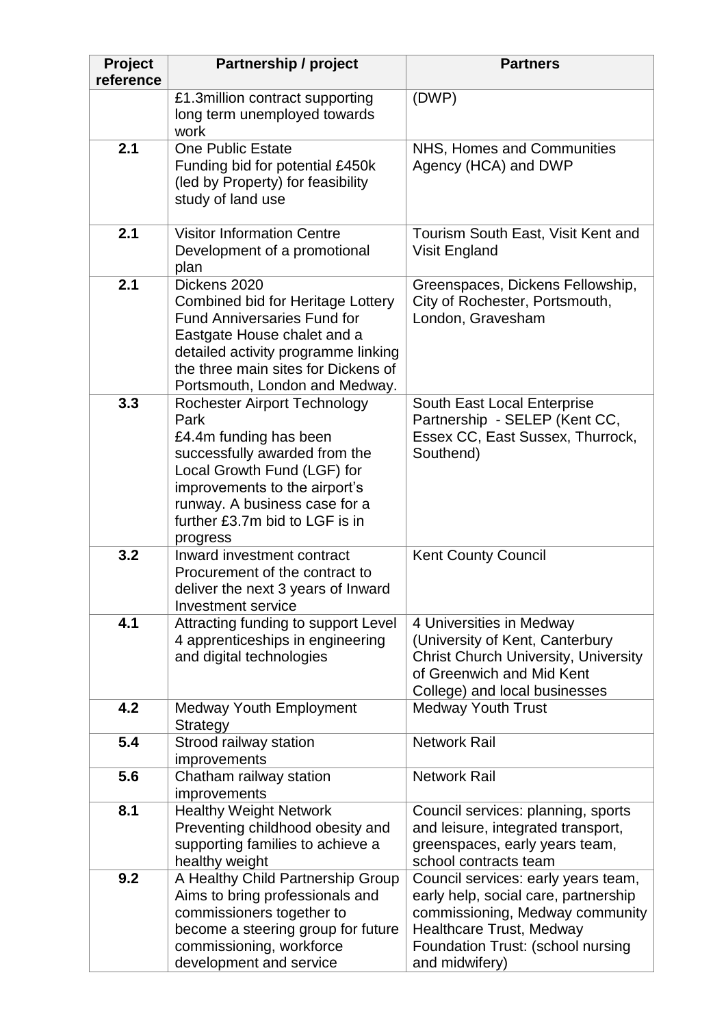| Project reference | Partnership / project | Partners |
|---|---|---|
| | £1.3million contract supporting long term unemployed towards work | (DWP) |
| 2.1 | One Public Estate<br>Funding bid for potential £450k (led by Property) for feasibility study of land use | NHS, Homes and Communities Agency (HCA) and DWP |
| 2.1 | Visitor Information Centre<br>Development of a promotional plan | Tourism South East, Visit Kent and Visit England |
| 2.1 | Dickens 2020<br>Combined bid for Heritage Lottery Fund Anniversaries Fund for Eastgate House chalet and a detailed activity programme linking the three main sites for Dickens of Portsmouth, London and Medway. | Greenspaces, Dickens Fellowship, City of Rochester, Portsmouth, London, Gravesham |
| 3.3 | Rochester Airport Technology Park<br>£4.4m funding has been successfully awarded from the Local Growth Fund (LGF) for improvements to the airport's runway. A business case for a further £3.7m bid to LGF is in progress | South East Local Enterprise Partnership - SELEP (Kent CC, Essex CC, East Sussex, Thurrock, Southend) |
| 3.2 | Inward investment contract<br>Procurement of the contract to deliver the next 3 years of Inward Investment service | Kent County Council |
| 4.1 | Attracting funding to support Level 4 apprenticeships in engineering and digital technologies | 4 Universities in Medway (University of Kent, Canterbury Christ Church University, University of Greenwich and Mid Kent College) and local businesses |
| 4.2 | Medway Youth Employment Strategy | Medway Youth Trust |
| 5.4 | Strood railway station improvements | Network Rail |
| 5.6 | Chatham railway station improvements | Network Rail |
| 8.1 | Healthy Weight Network<br>Preventing childhood obesity and supporting families to achieve a healthy weight | Council services: planning, sports and leisure, integrated transport, greenspaces, early years team, school contracts team |
| 9.2 | A Healthy Child Partnership Group<br>Aims to bring professionals and commissioners together to become a steering group for future commissioning, workforce development and service | Council services: early years team, early help, social care, partnership commissioning, Medway community Healthcare Trust, Medway Foundation Trust: (school nursing and midwifery) |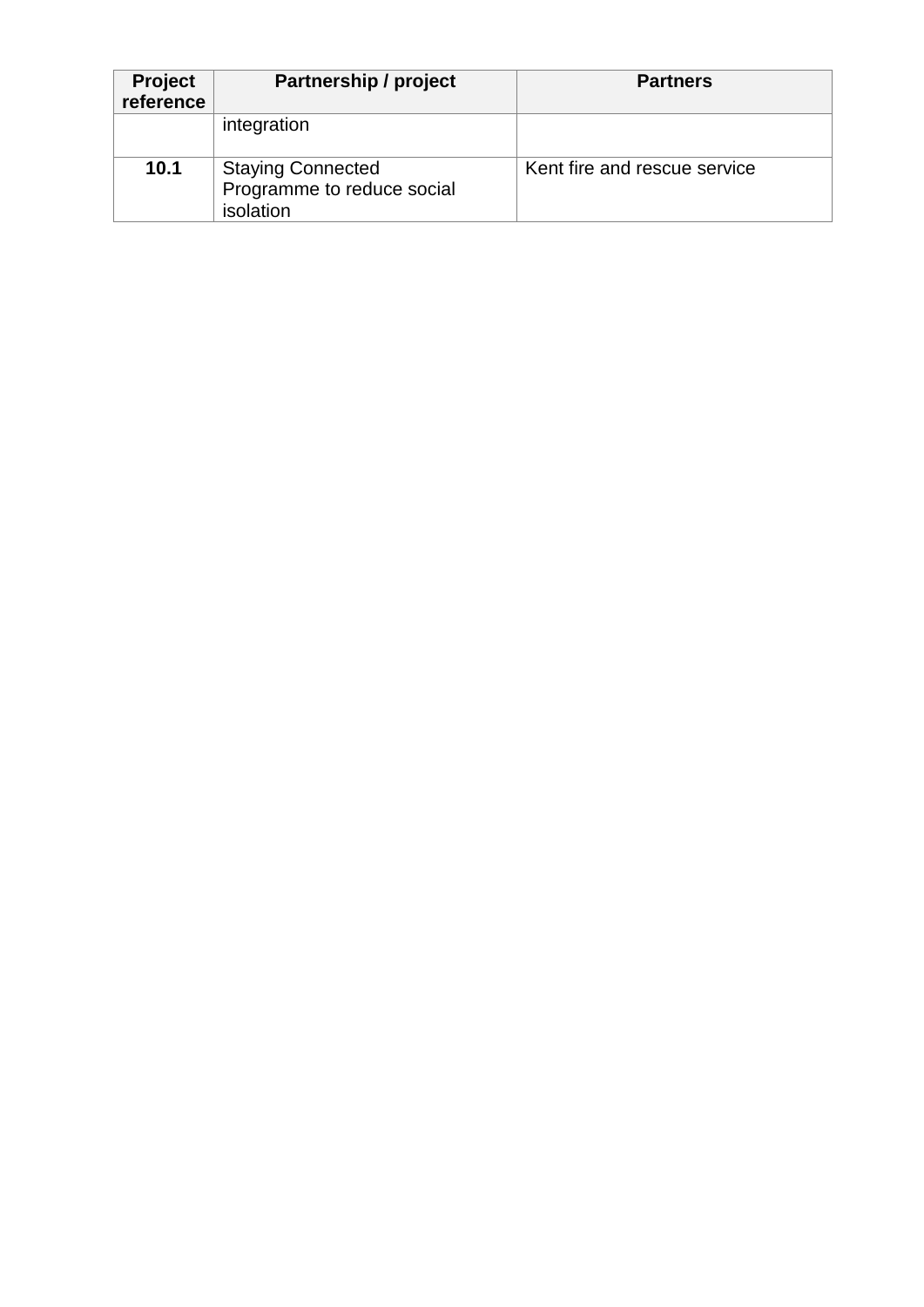| Project reference | Partnership / project | Partners |
|---|---|---|
| | integration | |
| **10.1** | Staying Connected Programme to reduce social isolation | Kent fire and rescue service |